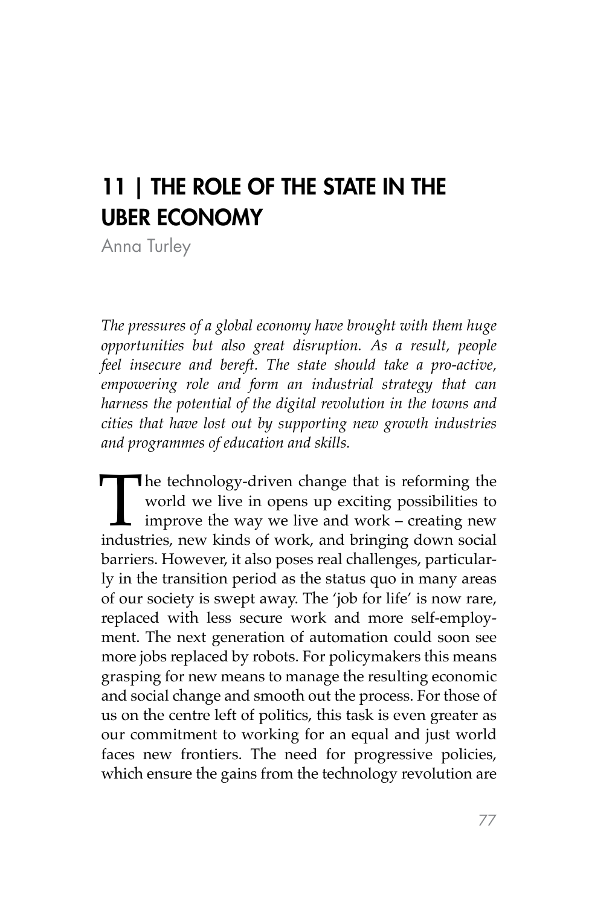# 11 | THE ROLE OF THE STATE IN THE UBER ECONOMY

Anna Turley

*The pressures of a global economy have brought with them huge opportunities but also great disruption. As a result, people feel insecure and bereft. The state should take a pro-active, empowering role and form an industrial strategy that can harness the potential of the digital revolution in the towns and cities that have lost out by supporting new growth industries and programmes of education and skills.*

The technology-driven change that is reforming the world we live in opens up exciting possibilities to improve the way we live and work – creating new industries, new kinds of work, and bringing down social barriers. However, it also poses real challenges, particularly in the transition period as the status quo in many areas of our society is swept away. The 'job for life' is now rare, replaced with less secure work and more self-employment. The next generation of automation could soon see more jobs replaced by robots. For policymakers this means grasping for new means to manage the resulting economic and social change and smooth out the process. For those of us on the centre left of politics, this task is even greater as our commitment to working for an equal and just world faces new frontiers. The need for progressive policies, which ensure the gains from the technology revolution are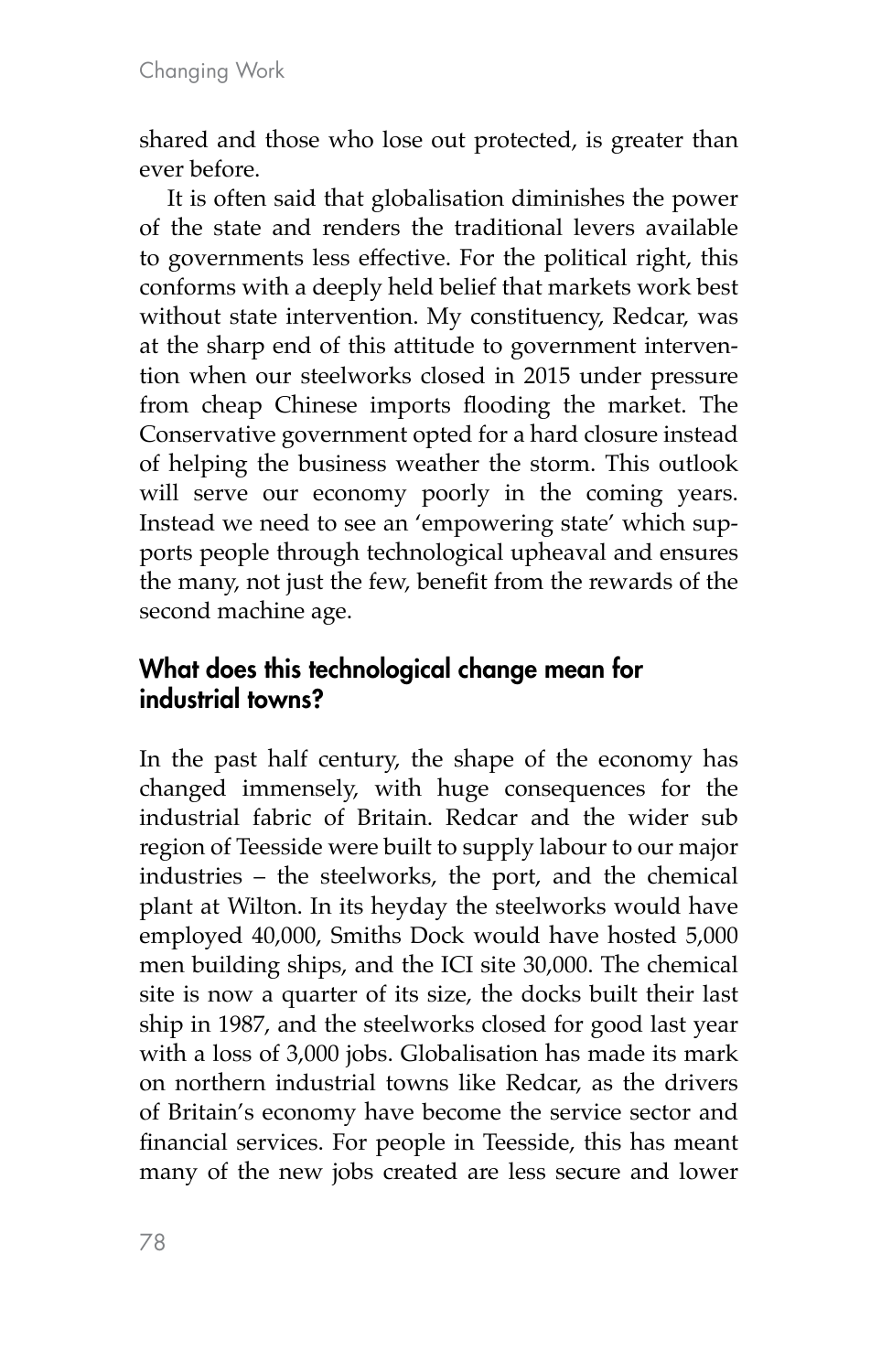shared and those who lose out protected, is greater than ever before.

It is often said that globalisation diminishes the power of the state and renders the traditional levers available to governments less effective. For the political right, this conforms with a deeply held belief that markets work best without state intervention. My constituency, Redcar, was at the sharp end of this attitude to government intervention when our steelworks closed in 2015 under pressure from cheap Chinese imports flooding the market. The Conservative government opted for a hard closure instead of helping the business weather the storm. This outlook will serve our economy poorly in the coming years. Instead we need to see an 'empowering state' which supports people through technological upheaval and ensures the many, not just the few, benefit from the rewards of the second machine age.

## What does this technological change mean for industrial towns?

In the past half century, the shape of the economy has changed immensely, with huge consequences for the industrial fabric of Britain. Redcar and the wider sub region of Teesside were built to supply labour to our major industries – the steelworks, the port, and the chemical plant at Wilton. In its heyday the steelworks would have employed 40,000, Smiths Dock would have hosted 5,000 men building ships, and the ICI site 30,000. The chemical site is now a quarter of its size, the docks built their last ship in 1987, and the steelworks closed for good last year with a loss of 3,000 jobs. Globalisation has made its mark on northern industrial towns like Redcar, as the drivers of Britain's economy have become the service sector and financial services. For people in Teesside, this has meant many of the new jobs created are less secure and lower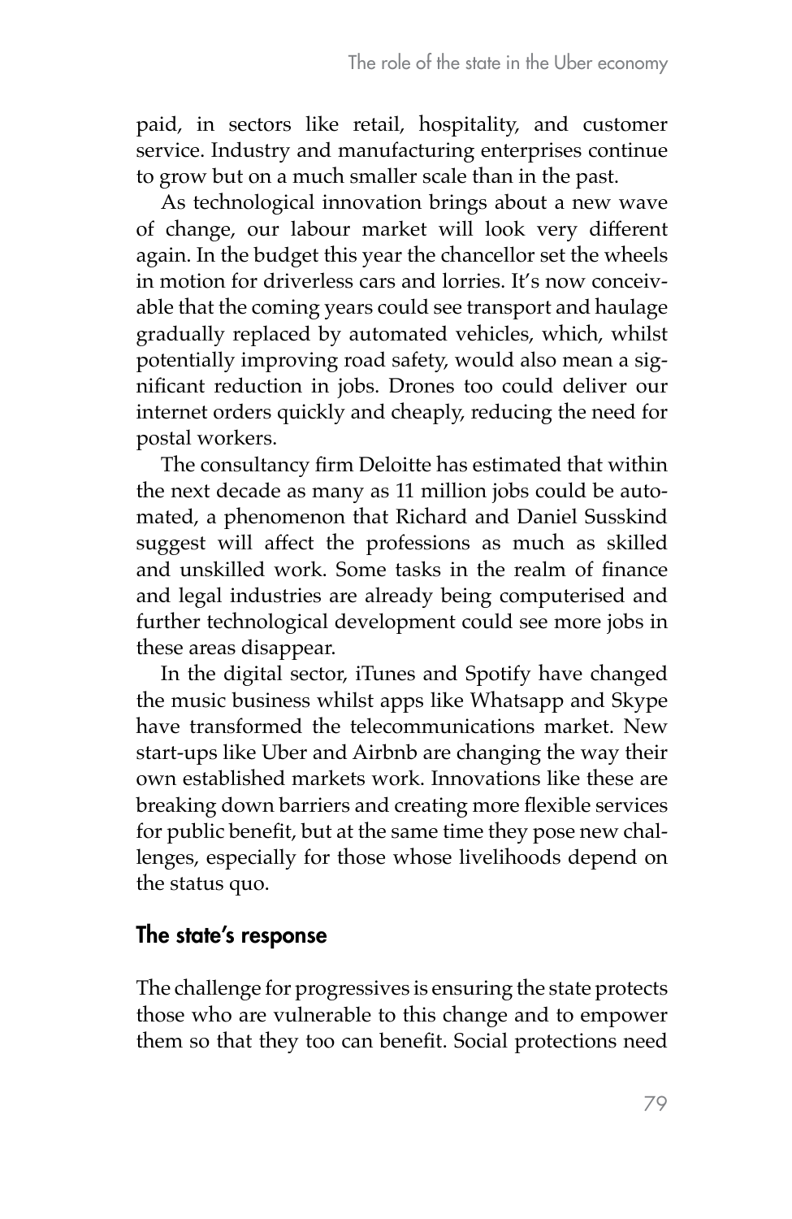paid, in sectors like retail, hospitality, and customer service. Industry and manufacturing enterprises continue to grow but on a much smaller scale than in the past.

As technological innovation brings about a new wave of change, our labour market will look very different again. In the budget this year the chancellor set the wheels in motion for driverless cars and lorries. It's now conceivable that the coming years could see transport and haulage gradually replaced by automated vehicles, which, whilst potentially improving road safety, would also mean a significant reduction in jobs. Drones too could deliver our internet orders quickly and cheaply, reducing the need for postal workers.

The consultancy firm Deloitte has estimated that within the next decade as many as 11 million jobs could be automated, a phenomenon that Richard and Daniel Susskind suggest will affect the professions as much as skilled and unskilled work. Some tasks in the realm of finance and legal industries are already being computerised and further technological development could see more jobs in these areas disappear.

In the digital sector, iTunes and Spotify have changed the music business whilst apps like Whatsapp and Skype have transformed the telecommunications market. New start-ups like Uber and Airbnb are changing the way their own established markets work. Innovations like these are breaking down barriers and creating more flexible services for public benefit, but at the same time they pose new challenges, especially for those whose livelihoods depend on the status quo.

## The state's response

The challenge for progressives is ensuring the state protects those who are vulnerable to this change and to empower them so that they too can benefit. Social protections need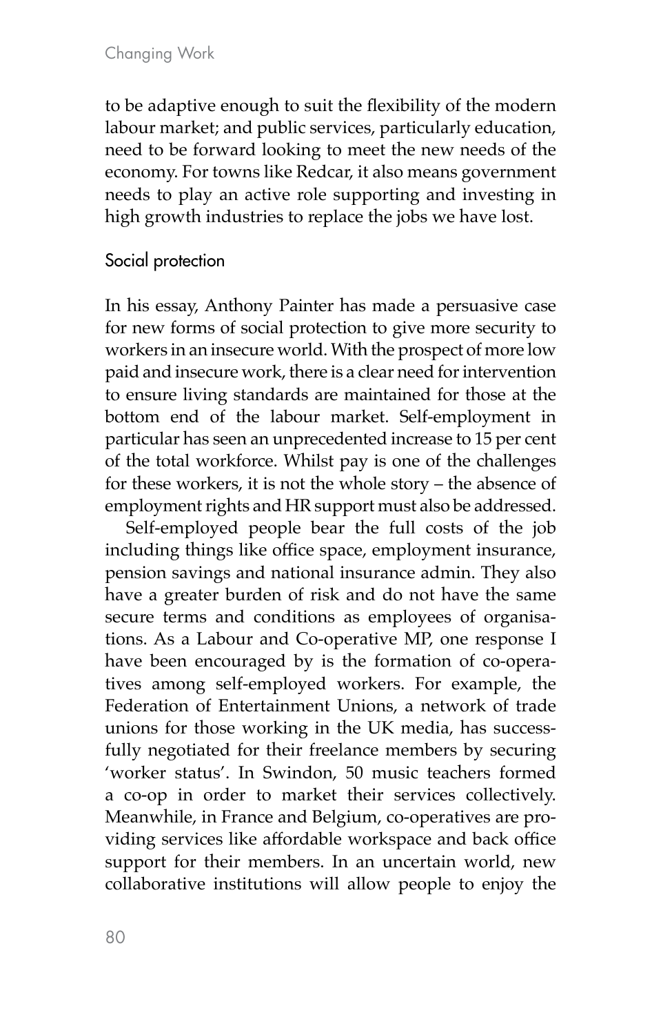to be adaptive enough to suit the flexibility of the modern labour market; and public services, particularly education, need to be forward looking to meet the new needs of the economy. For towns like Redcar, it also means government needs to play an active role supporting and investing in high growth industries to replace the jobs we have lost.

### Social protection

In his essay, Anthony Painter has made a persuasive case for new forms of social protection to give more security to workers in an insecure world. With the prospect of more low paid and insecure work, there is a clear need for intervention to ensure living standards are maintained for those at the bottom end of the labour market. Self-employment in particular has seen an unprecedented increase to 15 per cent of the total workforce. Whilst pay is one of the challenges for these workers, it is not the whole story – the absence of employment rights and HR support must also be addressed.

Self-employed people bear the full costs of the job including things like office space, employment insurance, pension savings and national insurance admin. They also have a greater burden of risk and do not have the same secure terms and conditions as employees of organisations. As a Labour and Co-operative MP, one response I have been encouraged by is the formation of co-operatives among self-employed workers. For example, the Federation of Entertainment Unions, a network of trade unions for those working in the UK media, has successfully negotiated for their freelance members by securing 'worker status'. In Swindon, 50 music teachers formed a co-op in order to market their services collectively. Meanwhile, in France and Belgium, co-operatives are providing services like affordable workspace and back office support for their members. In an uncertain world, new collaborative institutions will allow people to enjoy the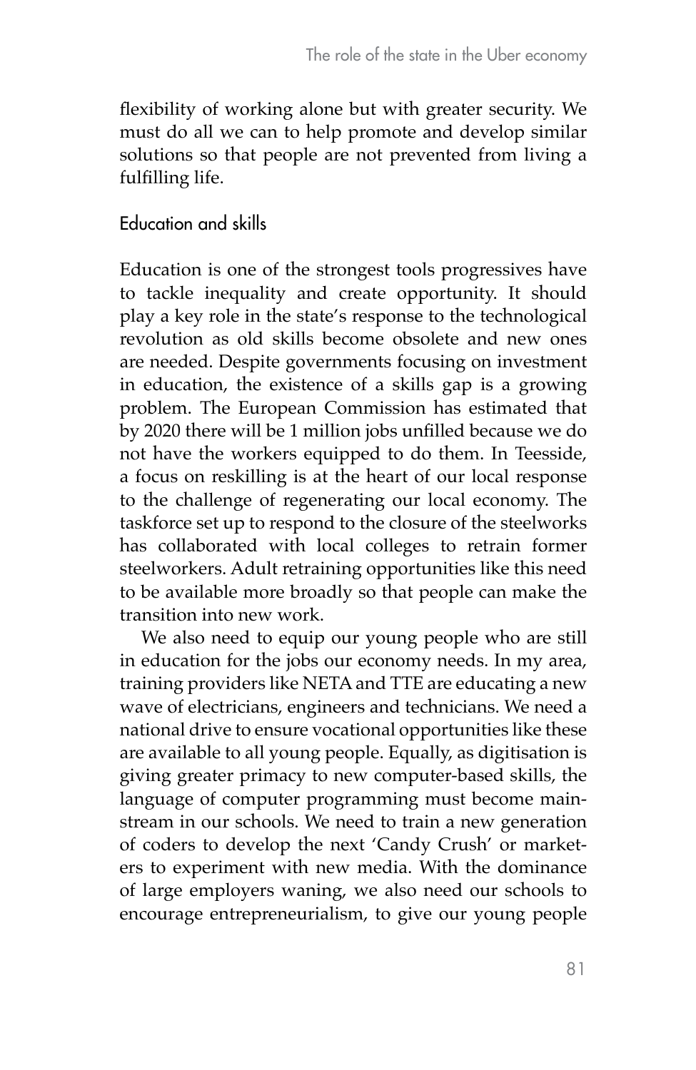flexibility of working alone but with greater security. We must do all we can to help promote and develop similar solutions so that people are not prevented from living a fulfilling life.

## Education and skills

Education is one of the strongest tools progressives have to tackle inequality and create opportunity. It should play a key role in the state's response to the technological revolution as old skills become obsolete and new ones are needed. Despite governments focusing on investment in education, the existence of a skills gap is a growing problem. The European Commission has estimated that by 2020 there will be 1 million jobs unfilled because we do not have the workers equipped to do them. In Teesside, a focus on reskilling is at the heart of our local response to the challenge of regenerating our local economy. The taskforce set up to respond to the closure of the steelworks has collaborated with local colleges to retrain former steelworkers. Adult retraining opportunities like this need to be available more broadly so that people can make the transition into new work.

We also need to equip our young people who are still in education for the jobs our economy needs. In my area, training providers like NETA and TTE are educating a new wave of electricians, engineers and technicians. We need a national drive to ensure vocational opportunities like these are available to all young people. Equally, as digitisation is giving greater primacy to new computer-based skills, the language of computer programming must become mainstream in our schools. We need to train a new generation of coders to develop the next 'Candy Crush' or marketers to experiment with new media. With the dominance of large employers waning, we also need our schools to encourage entrepreneurialism, to give our young people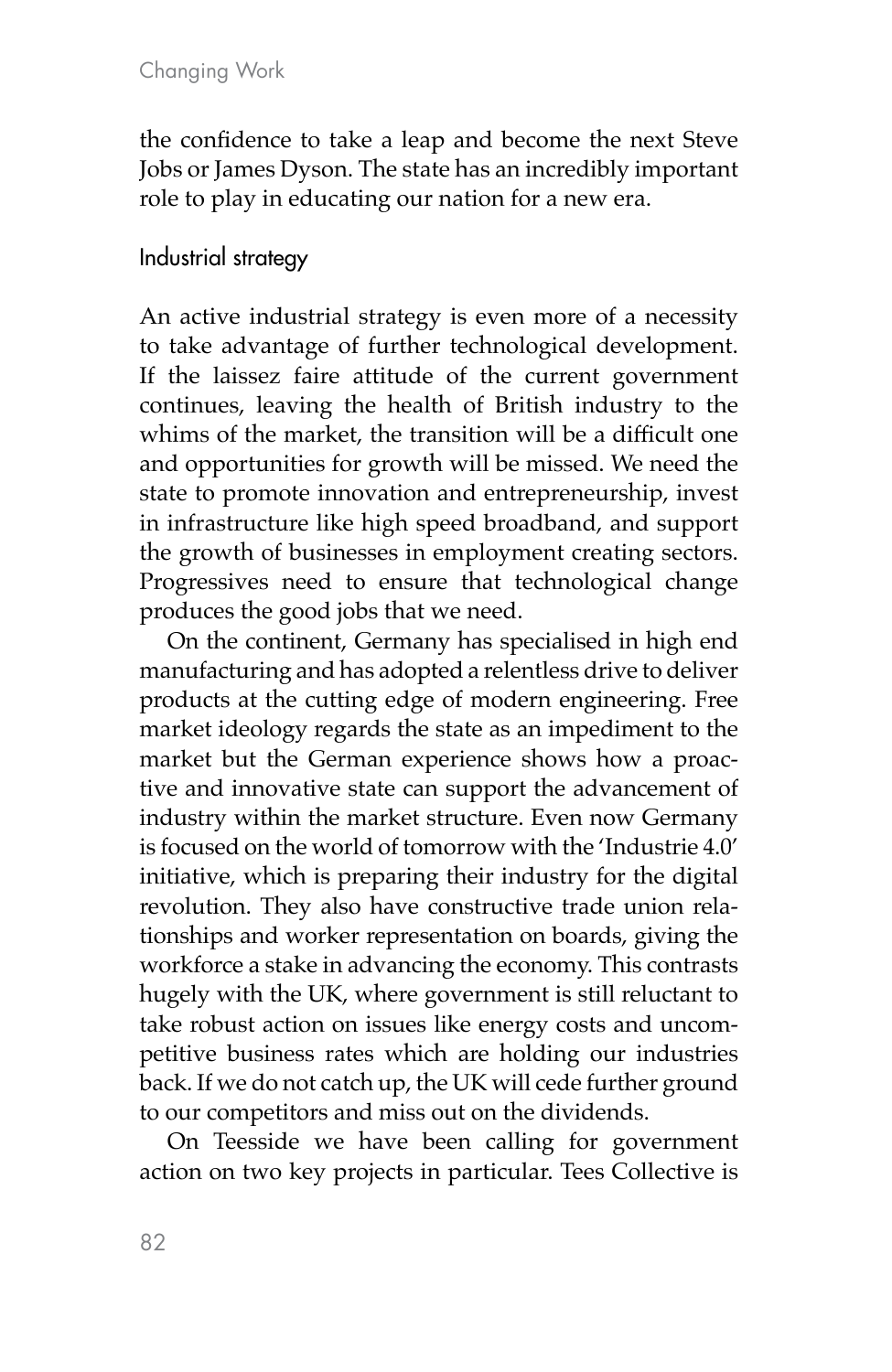the confidence to take a leap and become the next Steve Jobs or James Dyson. The state has an incredibly important role to play in educating our nation for a new era.

## Industrial strategy

An active industrial strategy is even more of a necessity to take advantage of further technological development. If the laissez faire attitude of the current government continues, leaving the health of British industry to the whims of the market, the transition will be a difficult one and opportunities for growth will be missed. We need the state to promote innovation and entrepreneurship, invest in infrastructure like high speed broadband, and support the growth of businesses in employment creating sectors. Progressives need to ensure that technological change produces the good jobs that we need.

On the continent, Germany has specialised in high end manufacturing and has adopted a relentless drive to deliver products at the cutting edge of modern engineering. Free market ideology regards the state as an impediment to the market but the German experience shows how a proactive and innovative state can support the advancement of industry within the market structure. Even now Germany is focused on the world of tomorrow with the 'Industrie 4.0' initiative, which is preparing their industry for the digital revolution. They also have constructive trade union relationships and worker representation on boards, giving the workforce a stake in advancing the economy. This contrasts hugely with the UK, where government is still reluctant to take robust action on issues like energy costs and uncompetitive business rates which are holding our industries back. If we do not catch up, the UK will cede further ground to our competitors and miss out on the dividends.

On Teesside we have been calling for government action on two key projects in particular. Tees Collective is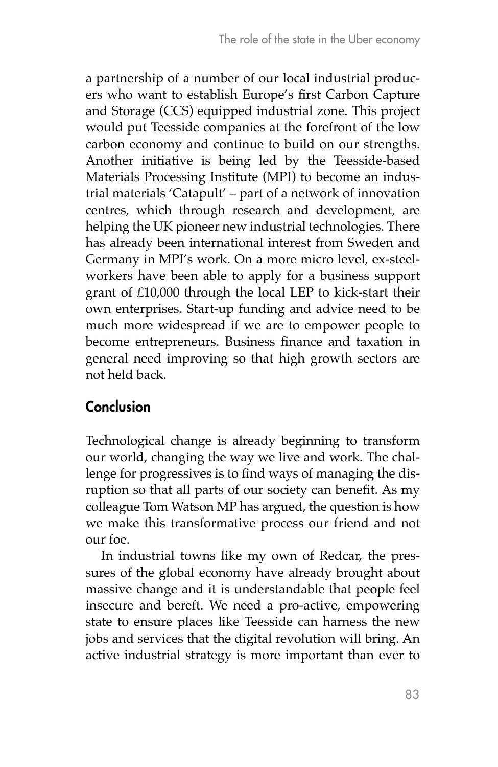a partnership of a number of our local industrial producers who want to establish Europe's first Carbon Capture and Storage (CCS) equipped industrial zone. This project would put Teesside companies at the forefront of the low carbon economy and continue to build on our strengths. Another initiative is being led by the Teesside-based Materials Processing Institute (MPI) to become an industrial materials 'Catapult' – part of a network of innovation centres, which through research and development, are helping the UK pioneer new industrial technologies. There has already been international interest from Sweden and Germany in MPI's work. On a more micro level, ex-steelworkers have been able to apply for a business support grant of £10,000 through the local LEP to kick-start their own enterprises. Start-up funding and advice need to be much more widespread if we are to empower people to become entrepreneurs. Business finance and taxation in general need improving so that high growth sectors are not held back.

## Conclusion

Technological change is already beginning to transform our world, changing the way we live and work. The challenge for progressives is to find ways of managing the disruption so that all parts of our society can benefit. As my colleague Tom Watson MP has argued, the question is how we make this transformative process our friend and not our foe.

In industrial towns like my own of Redcar, the pressures of the global economy have already brought about massive change and it is understandable that people feel insecure and bereft. We need a pro-active, empowering state to ensure places like Teesside can harness the new jobs and services that the digital revolution will bring. An active industrial strategy is more important than ever to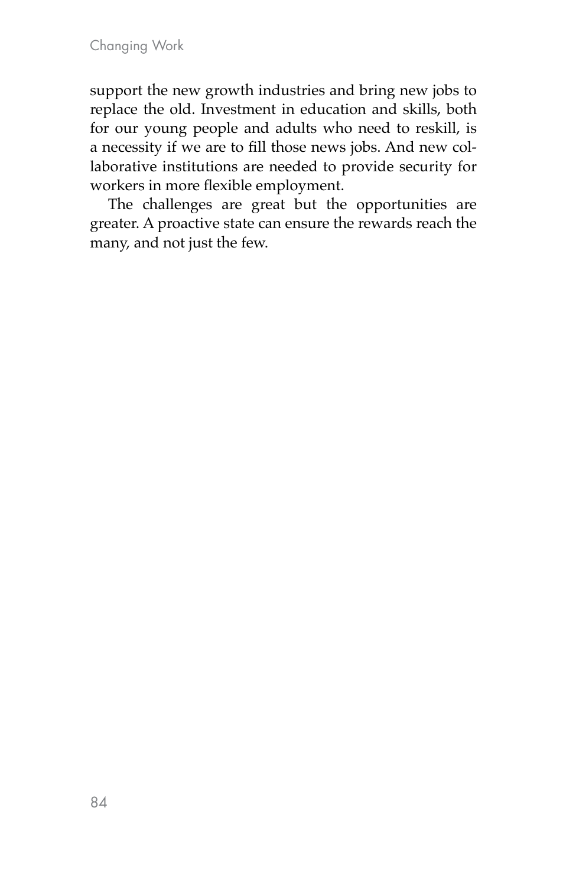support the new growth industries and bring new jobs to replace the old. Investment in education and skills, both for our young people and adults who need to reskill, is a necessity if we are to fill those news jobs. And new collaborative institutions are needed to provide security for workers in more flexible employment.

The challenges are great but the opportunities are greater. A proactive state can ensure the rewards reach the many, and not just the few.